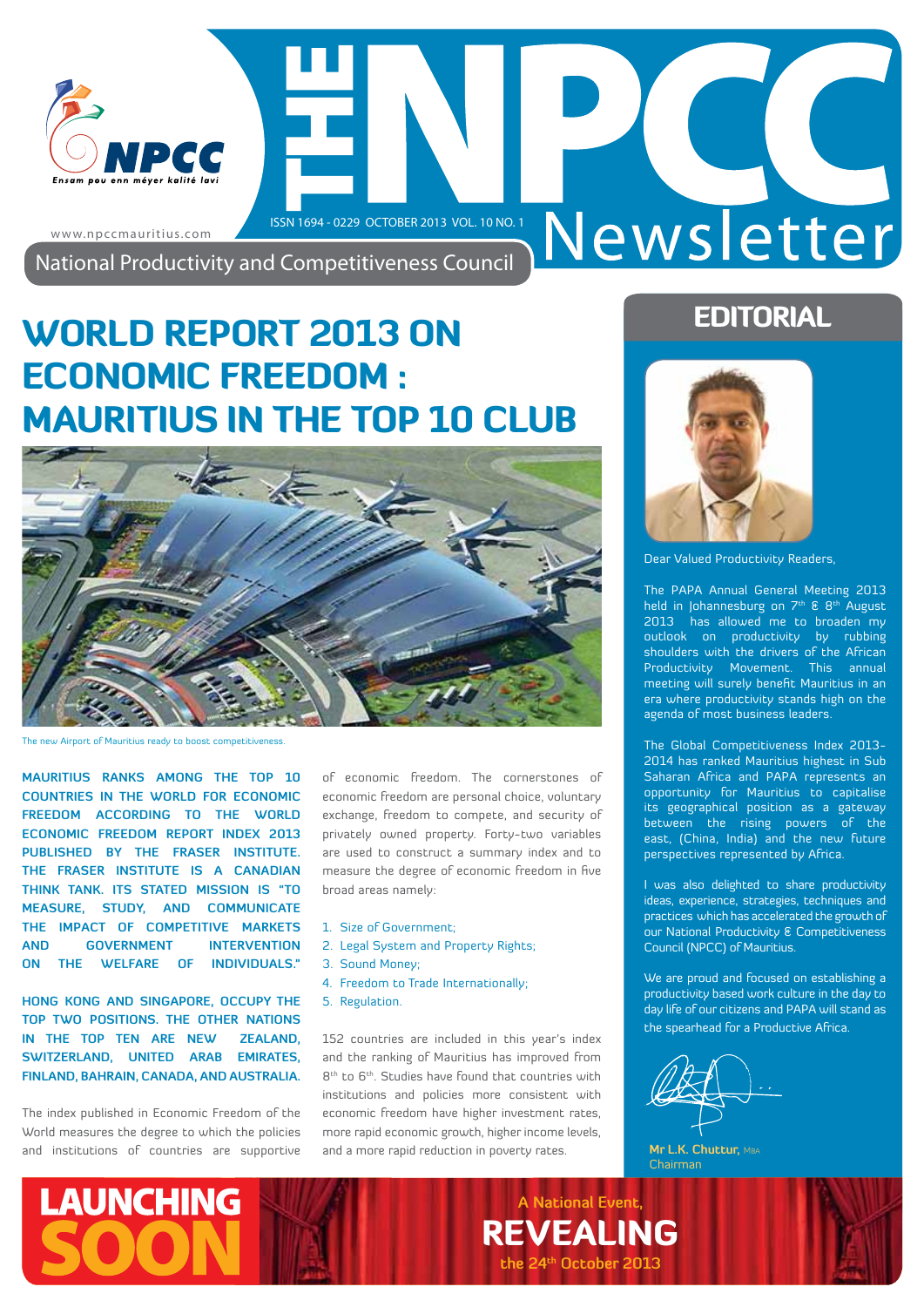# THE NPCC Newsletter

www.npccmauritius.com

ISSN 1694 - 0229 OCTOBER 2013 VOL. 10 NO. 1

National Productivity and Competitiveness Council

NPCC — Ensam pou enn méyer kalité lavi

# WORLD REPORT 2013 ON ECONOMIC FREEDOM : MAURITIUS IN THE TOP 10 CLUB

The new Airport of Mauritius ready to boost competitiveness.

**MAURITIUS RANKS AMONG THE TOP 10 COUNTRIES IN THE WORLD FOR ECONOMIC FREEDOM ACCORDING TO THE WORLD ECONOMIC FREEDOM REPORT INDEX 2013 PUBLISHED BY THE FRASER INSTITUTE. THE FRASER INSTITUTE IS A CANADIAN THINK TANK. ITS STATED MISSION IS "TO MEASURE, STUDY, AND COMMUNICATE THE IMPACT OF COMPETITIVE MARKETS AND GOVERNMENT INTERVENTION ON THE WELFARE OF INDIVIDUALS."**

**HONG KONG AND SINGAPORE, OCCUPY THE TOP TWO POSITIONS. THE OTHER NATIONS IN THE TOP TEN ARE NEW ZEALAND, SWITZERLAND, UNITED ARAB EMIRATES, FINLAND, BAHRAIN, CANADA, AND AUSTRALIA.**

The index published in Economic Freedom of the World measures the degree to which the policies and institutions of countries are supportive of economic freedom. The cornerstones of economic freedom are personal choice, voluntary exchange, freedom to compete, and security of privately owned property. Forty-two variables are used to construct a summary index and to measure the degree of economic freedom in five broad areas namely:

1. Size of Government;
2. Legal System and Property Rights;
3. Sound Money;
4. Freedom to Trade Internationally;
5. Regulation.

152 countries are included in this year's index and the ranking of Mauritius has improved from 8th to 6th. Studies have found that countries with institutions and policies more consistent with economic freedom have higher investment rates, more rapid economic growth, higher income levels, and a more rapid reduction in poverty rates.

## EDITORIAL

Dear Valued Productivity Readers,

The PAPA Annual General Meeting 2013 held in Johannesburg on 7th & 8th August 2013 has allowed me to broaden my outlook on productivity by rubbing shoulders with the drivers of the African Productivity Movement. This annual meeting will surely benefit Mauritius in an era where productivity stands high on the agenda of most business leaders.

The Global Competitiveness Index 2013-2014 has ranked Mauritius highest in Sub Saharan Africa and PAPA represents an opportunity for Mauritius to capitalise its geographical position as a gateway between the rising powers of the east, (China, India) and the new future perspectives represented by Africa.

I was also delighted to share productivity ideas, experience, strategies, techniques and practices which has accelerated the growth of our National Productivity & Competitiveness Council (NPCC) of Mauritius.

We are proud and focused on establishing a productivity based work culture in the day to day life of our citizens and PAPA will stand as the spearhead for a Productive Africa.

**Mr L.K. Chuttur,** MBA
Chairman

**LAUNCHING SOON**

A National Event,
**REVEALING**
the 24th October 2013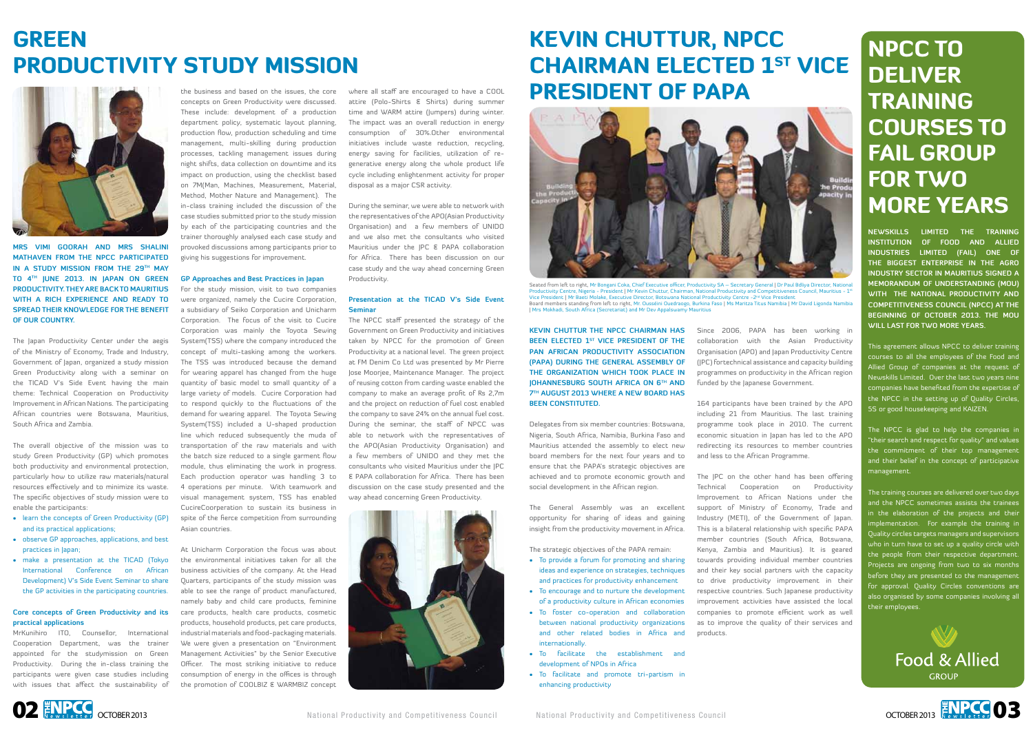# GREEN PRODUCTIVITY STUDY MISSION

**MRS VIMI GOORAH AND MRS SHALINI MATHAVEN FROM THE NPCC PARTICIPATED IN A STUDY MISSION FROM THE 29TH MAY TO 4TH JUNE 2013. IN JAPAN ON GREEN PRODUCTIVITY. THEY ARE BACK TO MAURITIUS WITH A RICH EXPERIENCE AND READY TO SPREAD THEIR KNOWLEDGE FOR THE BENEFIT OF OUR COUNTRY.**

The Japan Productivity Center under the aegis of the Ministry of Economy, Trade and Industry, Government of Japan, organized a study mission Green Productivity along with a seminar on the TICAD V's Side Event having the main theme: Technical Cooperation on Productivity Improvement in African Nations. The participating African countries were Botswana, Mauritius, South Africa and Zambia.

The overall objective of the mission was to study Green Productivity (GP) which promotes both productivity and environmental protection, particularly how to utilize raw materials/natural resources effectively and to minimize its waste. The specific objectives of study mission were to enable the participants:

- learn the concepts of Green Productivity (GP) and its practical applications;
- observe GP approaches, applications, and best practices in Japan;
- make a presentation at the TICAD (Tokyo International Conference on African Development) V's Side Event Seminar to share the GP activities in the participating countries.

### Core concepts of Green Productivity and its practical applications

MrKunihiro ITO, Counsellor, International Cooperation Department, was the trainer appointed for the studymission on Green Productivity. During the in-class training the participants were given case studies including with issues that affect the sustainability of the business and based on the issues, the core concepts on Green Productivity were discussed. These include: development of a production department policy, systematic layout planning, production flow, production scheduling and time management, multi-skilling during production processes, tackling management issues during night shifts, data collection on downtime and its impact on production, using the checklist based on 7M(Man, Machines, Measurement, Material, Method, Mother Nature and Management). The in-class training included the discussion of the case studies submitted prior to the study mission by each of the participating countries and the trainer thoroughly analysed each case study and provoked discussions among participants prior to giving his suggestions for improvement.

### GP Approaches and Best Practices in Japan

For the study mission, visit to two companies were organized, namely the Cucire Corporation, a subsidiary of Seiko Corporation and Unicharm Corporation. The focus of the visit to Cucire Corporation was mainly the Toyota Sewing System(TSS) where the company introduced the concept of multi-tasking among the workers. The TSS was introduced because the demand for wearing apparel has changed from the huge quantity of basic model to small quantity of a large variety of models. Cucire Corporation had to respond quickly to the fluctuations of the demand for wearing apparel. The Toyota Sewing System(TSS) included a U-shaped production line which reduced subsequently the muda of transportation of the raw materials and with the batch size reduced to a single garment flow module, thus eliminating the work in progress. Each production operator was handling 3 to 4 operations per minute. With teamwork and visual management system, TSS has enabled CucireCoorperation to sustain its business in spite of the fierce competition from surrounding Asian countries.

At Unicharm Corporation the focus was about the environmental initiatives taken for all the business activities of the company. At the Head Quarters, participants of the study mission were able to see the range of product manufactured, namely baby and child care products, feminine care products, health care products, cosmetic products, household products, pet care products, industrial materials and food-packaging materials. We were given a presentation on "Environment Management Activities" by the Senior Executive Officer. The most striking initiative to reduce consumption of energy in the offices is through the promotion of COOLBIZ & WARMBIZ concept where all staff are encouraged to have a COOL attire (Polo-Shirts & Shirts) during summer time and WARM attire (Jumpers) during winter. The impact was an overall reduction in energy consumption of 30%.Other environmental initiatives include waste reduction, recycling, energy saving for facilities, utilization of re-generative energy along the whole product life cycle including enlightenment activity for proper disposal as a major CSR activity.

During the seminar, we were able to network with the representatives of the APO(Asian Productivity Organisation) and a few members of UNIDO and we also met the consultants who visited Mauritius under the JPC & PAPA collaboration for Africa. There has been discussion on our case study and the way ahead concerning Green Productivity.

### Presentation at the TICAD V's Side Event Seminar

The NPCC staff presented the strategy of the Government on Green Productivity and initiatives taken by NPCC for the promotion of Green Productivity at a national level. The green project at FM Denim Co Ltd was presented by Mr Pierre Jose Moorjee, Maintenance Manager. The project of reusing cotton from carding waste enabled the company to make an average profit of Rs 2,7m and the project on reduction of fuel cost enabled the company to save 24% on the annual fuel cost. During the seminar, the staff of NPCC was able to network with the representatives of the APO(Asian Productivity Organisation) and a few members of UNIDO and they met the consultants who visited Mauritius under the JPC & PAPA collaboration for Africa. There has been discussion on the case study presented and the way ahead concerning Green Productivity.

# KEVIN CHUTTUR, NPCC CHAIRMAN ELECTED 1ST VICE PRESIDENT OF PAPA

Seated from left to right, Mr Bongani Coka, Chief Executive officer, Productivity SA – Secretary General | Dr Paul Bdiya Director, National Productivity Centre, Nigeria - President | Mr Kevin Chuttur, Chairman, National Productivity and Competitiveness Council, Mauritius - 1st Vice President | Mr Baeti Molake, Executive Director, Botswana National Productivity Centre –2nd Vice President
Board members standing from left to right, Mr. Oussdini Ouedraogo, Burkina Faso | Ms Maritza Titus Namibia | Mr David Ligonda Namibia | Mrs Mokhadi, South Africa (Secretariat) and Mr Dev Appalswamy Mauritius

**KEVIN CHUTTUR THE NPCC CHAIRMAN HAS BEEN ELECTED 1ST VICE PRESIDENT OF THE PAN AFRICAN PRODUCTIVITY ASSOCIATION (PAPA) DURING THE GENERAL ASSEMBLY OF THE ORGANIZATION WHICH TOOK PLACE IN JOHANNESBURG SOUTH AFRICA ON 6TH AND 7TH AUGUST 2013 WHERE A NEW BOARD HAS BEEN CONSTITUTED.**

Delegates from six member countries: Botswana, Nigeria, South Africa, Namibia, Burkina Faso and Mauritius attended the assembly to elect new board members for the next four years and to ensure that the PAPA's strategic objectives are achieved and to promote economic growth and social development in the African region.

The General Assembly was an excellent opportunity for sharing of ideas and gaining insight from the productivity movement in Africa.

The strategic objectives of the PAPA remain:

- To provide a forum for promoting and sharing ideas and experience on strategies, techniques and practices for productivity enhancement
- To encourage and to nurture the development of a productivity culture in African economies
- To foster co-operation and collaboration between national productivity organizations and other related bodies in Africa and internationally.
- To facilitate the establishment and development of NPOs in Africa
- To facilitate and promote tri-partism in enhancing productivity

Since 2006, PAPA has been working in collaboration with the Asian Productivity Organisation (APO) and Japan Productivity Centre (JPC) for technical assistance and capacity building programmes on productivity in the African region funded by the Japanese Government.

164 participants have been trained by the APO including 21 from Mauritius. The last training programme took place in 2010. The current economic situation in Japan has led to the APO redirecting its resources to member countries and less to the African Programme.

The JPC on the other hand has been offering Technical Cooperation on Productivity Improvement to African Nations under the support of Ministry of Economy, Trade and Industry (METI), of the Government of Japan. This is a bilateral relationship with specific PAPA member countries (South Africa, Botswana, Kenya, Zambia and Mauritius). It is geared towards providing individual member countries and their key social partners with the capacity to drive productivity improvement in their respective countries. Such Japanese productivity improvement activities have assisted the local companies to promote efficient work as well as to improve the quality of their services and products.

# NPCC TO DELIVER TRAINING COURSES TO FAIL GROUP FOR TWO MORE YEARS

**NEWSKILLS LIMITED THE TRAINING INSTITUTION OF FOOD AND ALLIED INDUSTRIES LIMITED (FAIL) ONE OF THE BIGGEST ENTERPRISE IN THE AGRO INDUSTRY SECTOR IN MAURITIUS SIGNED A MEMORANDUM OF UNDERSTANDING (MOU) WITH THE NATIONAL PRODUCTIVITY AND COMPETITIVENESS COUNCIL (NPCC) AT THE BEGINNING OF OCTOBER 2013. THE MOU WILL LAST FOR TWO MORE YEARS.**

This agreement allows NPCC to deliver training courses to all the employees of the Food and Allied Group of companies at the request of Newskills Limited. Over the last two years nine companies have benefited from the expertise of the NPCC in the setting up of Quality Circles, 5S or good housekeeping and KAIZEN.

The NPCC is glad to help the companies in "their search and respect for quality" and values the commitment of their top management and their belief in the concept of participative management.

The training courses are delivered over two days and the NPCC sometimes assists the trainees in the elaboration of the projects and their implementation. For example the training in Quality circles targets managers and supervisors who in turn have to set up a quality circle with the people from their respective department. Projects are ongoing from two to six months before they are presented to the management for approval. Quality Circles conventions are also organised by some companies involving all their employees.

Food & Allied GROUP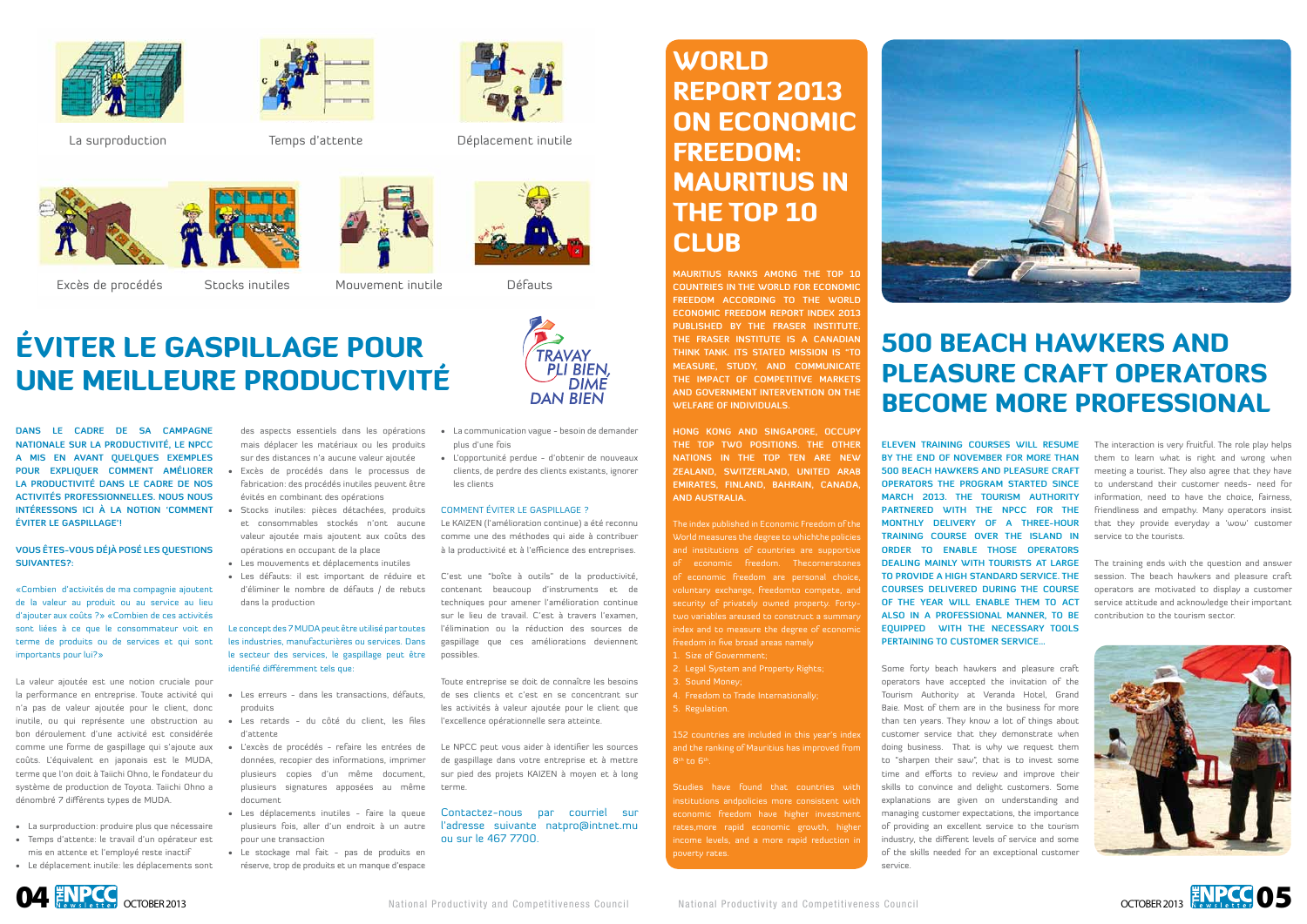La surproduction

Temps d'attente

Déplacement inutile

Excès de procédés

Stocks inutiles

Mouvement inutile

Défauts

# ÉVITER LE GASPILLAGE POUR UNE MEILLEURE PRODUCTIVITÉ

TRAVAY PLI BIEN, DIMÉ DAN BIEN

**DANS LE CADRE DE SA CAMPAGNE NATIONALE SUR LA PRODUCTIVITÉ, LE NPCC A MIS EN AVANT QUELQUES EXEMPLES POUR EXPLIQUER COMMENT AMÉLIORER LA PRODUCTIVITÉ DANS LE CADRE DE NOS ACTIVITÉS PROFESSIONNELLES. NOUS NOUS INTÉRESSONS ICI À LA NOTION 'COMMENT ÉVITER LE GASPILLAGE'!**

**VOUS ÊTES-VOUS DÉJÀ POSÉ LES QUESTIONS SUIVANTES?:**

«Combien d'activités de ma compagnie ajoutent de la valeur au produit ou au service au lieu d'ajouter aux coûts ?» «Combien de ces activités sont liées à ce que le consommateur voit en terme de produits ou de services et qui sont importants pour lui?»

La valeur ajoutée est une notion cruciale pour la performance en entreprise. Toute activité qui n'a pas de valeur ajoutée pour le client, donc inutile, ou qui représente une obstruction au bon déroulement d'une activité est considérée comme une forme de gaspillage qui s'ajoute aux coûts. L'équivalent en japonais est le MUDA, terme que l'on doit à Taiichi Ohno, le fondateur du système de production de Toyota. Taiichi Ohno a dénombré 7 différents types de MUDA.

- La surproduction: produire plus que nécessaire
- Temps d'attente: le travail d'un opérateur est mis en attente et l'employé reste inactif
- Le déplacement inutile: les déplacements sont des aspects essentiels dans les opérations mais déplacer les matériaux ou les produits sur des distances n'a aucune valeur ajoutée
- Excès de procédés dans le processus de fabrication: des procédés inutiles peuvent être évités en combinant des opérations
- Stocks inutiles: pièces détachées, produits et consommables stockés n'ont aucune valeur ajoutée mais ajoutent aux coûts des opérations en occupant de la place
- Les mouvements et déplacements inutiles
- Les défauts: il est important de réduire et d'éliminer le nombre de défauts / de rebuts dans la production

Le concept des 7 MUDA peut être utilisé par toutes les industries, manufacturières ou services. Dans le secteur des services, le gaspillage peut être identifié différemment tels que:

- Les erreurs – dans les transactions, défauts, produits
- Les retards – du côté du client, les files d'attente
- L'excès de procédés – refaire les entrées de données, recopier des informations, imprimer plusieurs copies d'un même document, plusieurs signatures apposées au même document
- Les déplacements inutiles – faire la queue plusieurs fois, aller d'un endroit à un autre pour une transaction
- Le stockage mal fait – pas de produits en réserve, trop de produits et un manque d'espace
- La communication vague – besoin de demander plus d'une fois
- L'opportunité perdue – d'obtenir de nouveaux clients, de perdre des clients existants, ignorer les clients

**COMMENT ÉVITER LE GASPILLAGE ?**

Le KAIZEN (l'amélioration continue) a été reconnu comme une des méthodes qui aide à contribuer à la productivité et à l'efficience des entreprises.

C'est une "boîte à outils" de la productivité, contenant beaucoup d'instruments et de techniques pour amener l'amélioration continue sur le lieu de travail. C'est à travers l'examen, l'élimination ou la réduction des sources de gaspillage que ces améliorations deviennent possibles.

Toute entreprise se doit de connaître les besoins de ses clients et c'est en se concentrant sur les activités à valeur ajoutée pour le client que l'excellence opérationnelle sera atteinte.

Le NPCC peut vous aider à identifier les sources de gaspillage dans votre entreprise et à mettre sur pied des projets KAIZEN à moyen et à long terme.

Contactez-nous par courriel sur l'adresse suivante natpro@intnet.mu ou sur le 467 7700.

# WORLD REPORT 2013 ON ECONOMIC FREEDOM: MAURITIUS IN THE TOP 10 CLUB

**MAURITIUS RANKS AMONG THE TOP 10 COUNTRIES IN THE WORLD FOR ECONOMIC FREEDOM ACCORDING TO THE WORLD ECONOMIC FREEDOM REPORT INDEX 2013 PUBLISHED BY THE FRASER INSTITUTE. THE FRASER INSTITUTE IS A CANADIAN THINK TANK. ITS STATED MISSION IS "TO MEASURE, STUDY, AND COMMUNICATE THE IMPACT OF COMPETITIVE MARKETS AND GOVERNMENT INTERVENTION ON THE WELFARE OF INDIVIDUALS.**

**HONG KONG AND SINGAPORE, OCCUPY THE TOP TWO POSITIONS. THE OTHER NATIONS IN THE TOP TEN ARE NEW ZEALAND, SWITZERLAND, UNITED ARAB EMIRATES, FINLAND, BAHRAIN, CANADA, AND AUSTRALIA.**

The index published in Economic Freedom of the World measures the degree to whichthe policies and institutions of countries are supportive of economic freedom. Thecornerstones of economic freedom are personal choice, voluntary exchange, freedomto compete, and security of privately owned property. Forty-two variables areused to construct a summary index and to measure the degree of economic freedom in five broad areas namely

1. Size of Government;
2. Legal System and Property Rights;
3. Sound Money;
4. Freedom to Trade Internationally;
5. Regulation.

152 countries are included in this year's index and the ranking of Mauritius has improved from $8^{th}$ to $6^{th}$.

Studies have found that countries with institutions andpolicies more consistent with economic freedom have higher investment rates,more rapid economic growth, higher income levels, and a more rapid reduction in poverty rates.

# 500 BEACH HAWKERS AND PLEASURE CRAFT OPERATORS BECOME MORE PROFESSIONAL

**ELEVEN TRAINING COURSES WILL RESUME BY THE END OF NOVEMBER FOR MORE THAN 500 BEACH HAWKERS AND PLEASURE CRAFT OPERATORS THE PROGRAM STARTED SINCE MARCH 2013. THE TOURISM AUTHORITY PARTNERED WITH THE NPCC FOR THE MONTHLY DELIVERY OF A THREE-HOUR TRAINING COURSE OVER THE ISLAND IN ORDER TO ENABLE THOSE OPERATORS DEALING MAINLY WITH TOURISTS AT LARGE TO PROVIDE A HIGH STANDARD SERVICE. THE COURSES DELIVERED DURING THE COURSE OF THE YEAR WILL ENABLE THEM TO ACT ALSO IN A PROFESSIONAL MANNER, TO BE EQUIPPED WITH THE NECESSARY TOOLS PERTAINING TO CUSTOMER SERVICE...**

Some forty beach hawkers and pleasure craft operators have accepted the invitation of the Tourism Authority at Veranda Hotel, Grand Baie. Most of them are in the business for more than ten years. They know a lot of things about customer service that they demonstrate when doing business. That is why we request them to "sharpen their saw", that is to invest some time and efforts to review and improve their skills to convince and delight customers. Some explanations are given on understanding and managing customer expectations, the importance of providing an excellent service to the tourism industry, the different levels of service and some of the skills needed for an exceptional customer service.

The interaction is very fruitful. The role play helps them to learn what is right and wrong when meeting a tourist. They also agree that they have to understand their customer needs- need for information, need to have the choice, fairness, friendliness and empathy. Many operators insist that they provide everyday a 'wow' customer service to the tourists.

The training ends with the question and answer session. The beach hawkers and pleasure craft operators are motivated to display a customer service attitude and acknowledge their important contribution to the tourism sector.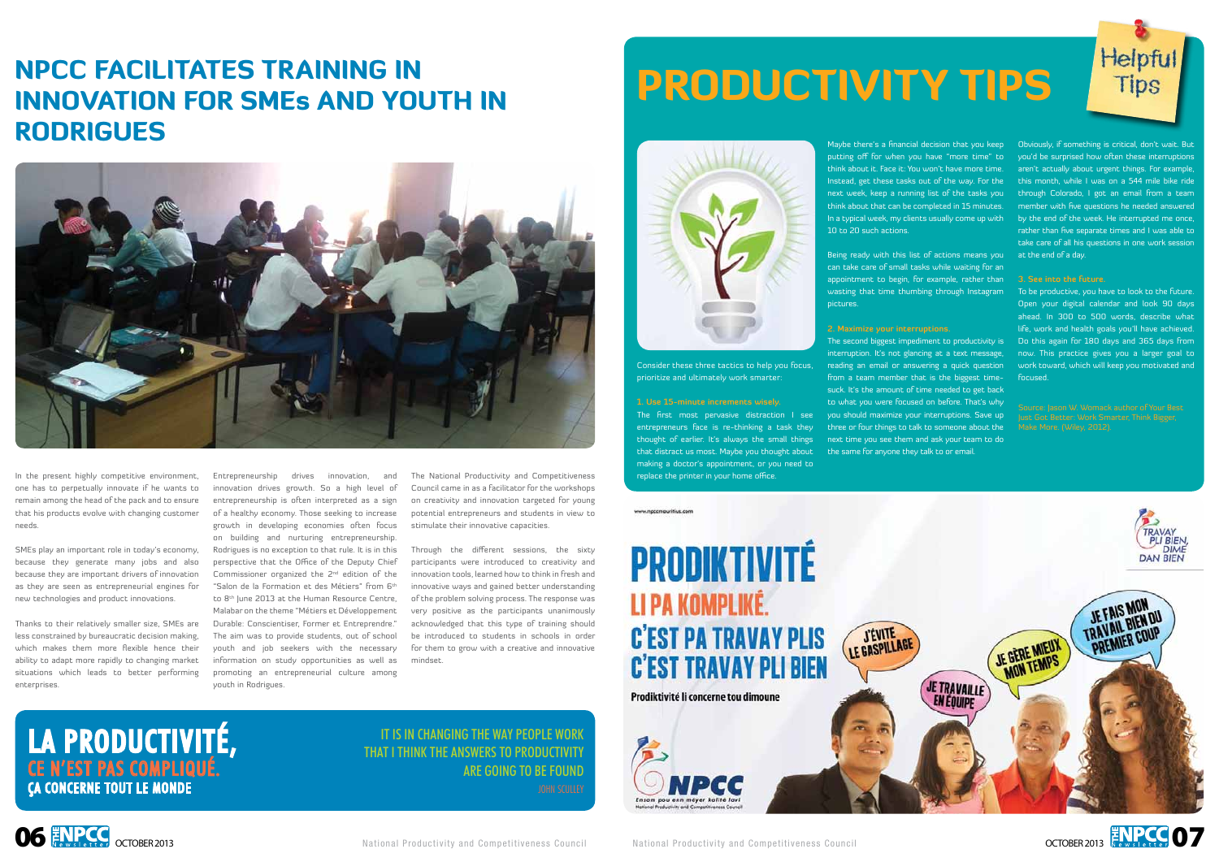# NPCC FACILITATES TRAINING IN INNOVATION FOR SMEs AND YOUTH IN RODRIGUES

In the present highly competitive environment, one has to perpetually innovate if he wants to remain among the head of the pack and to ensure that his products evolve with changing customer needs.

SMEs play an important role in today's economy, because they generate many jobs and also because they are important drivers of innovation as they are seen as entrepreneurial engines for new technologies and product innovations.

Thanks to their relatively smaller size, SMEs are less constrained by bureaucratic decision making, which makes them more flexible hence their ability to adapt more rapidly to changing market situations which leads to better performing enterprises.

Entrepreneurship drives innovation, and innovation drives growth. So a high level of entrepreneurship is often interpreted as a sign of a healthy economy. Those seeking to increase growth in developing economies often focus on building and nurturing entrepreneurship. Rodrigues is no exception to that rule. It is in this perspective that the Office of the Deputy Chief Commissioner organized the 2nd edition of the "Salon de la Formation et des Métiers" from 6th to 8th June 2013 at the Human Resource Centre, Malabar on the theme "Métiers et Développement Durable: Conscientiser, Former et Entreprendre." The aim was to provide students, out of school youth and job seekers with the necessary information on study opportunities as well as promoting an entrepreneurial culture among youth in Rodrigues.

The National Productivity and Competitiveness Council came in as a facilitator for the workshops on creativity and innovation targeted for young potential entrepreneurs and students in view to stimulate their innovative capacities.

Through the different sessions, the sixty participants were introduced to creativity and innovation tools, learned how to think in fresh and innovative ways and gained better understanding of the problem solving process. The response was very positive as the participants unanimously acknowledged that this type of training should be introduced to students in schools in order for them to grow with a creative and innovative mindset.

**LA PRODUCTIVITÉ,**
**CE N'EST PAS COMPLIQUÉ.**
**ÇA CONCERNE TOUT LE MONDE**

IT IS IN CHANGING THE WAY PEOPLE WORK THAT I THINK THE ANSWERS TO PRODUCTIVITY ARE GOING TO BE FOUND

JOHN SCULLEY

# PRODUCTIVITY TIPS

Helpful Tips

Consider these three tactics to help you focus, prioritize and ultimately work smarter:

### 1. Use 15-minute increments wisely.

The first most pervasive distraction I see entrepreneurs face is re-thinking a task they thought of earlier. It's always the small things that distract us most. Maybe you thought about making a doctor's appointment, or you need to replace the printer in your home office.

Maybe there's a financial decision that you keep putting off for when you have "more time" to think about it. Face it: You won't have more time. Instead, get these tasks out of the way. For the next week, keep a running list of the tasks you think about that can be completed in 15 minutes. In a typical week, my clients usually come up with 10 to 20 such actions.

Being ready with this list of actions means you can take care of small tasks while waiting for an appointment to begin, for example, rather than wasting that time thumbing through Instagram pictures.

### 2. Maximize your interruptions.

The second biggest impediment to productivity is interruption. It's not glancing at a text message, reading an email or answering a quick question from a team member that is the biggest time-suck. It's the amount of time needed to get back to what you were focused on before. That's why you should maximize your interruptions. Save up three or four things to talk to someone about the next time you see them and ask your team to do the same for anyone they talk to or email.

Obviously, if something is critical, don't wait. But you'd be surprised how often these interruptions aren't actually about urgent things. For example, this month, while I was on a 544 mile bike ride through Colorado, I got an email from a team member with five questions he needed answered by the end of the week. He interrupted me once, rather than five separate times and I was able to take care of all his questions in one work session at the end of a day.

### 3. See into the future.

To be productive, you have to look to the future. Open your digital calendar and look 90 days ahead. In 300 to 500 words, describe what life, work and health goals you'll have achieved. Do this again for 180 days and 365 days from now. This practice gives you a larger goal to work toward, which will keep you motivated and focused.

Source: Jason W. Womack author of Your Best Just Got Better: Work Smarter, Think Bigger, Make More. (Wiley, 2012).

www.npccmauritius.com

**PRODIKTIVITÉ LI PA KOMPLIKÉ. C'EST PA TRAVAY PLIS C'EST TRAVAY PLI BIEN**

Prodiktivité li concerne tou dimoune

TRAVAY PLI BIEN, DIME DAN BIEN

J'ÉVITE LE GASPILLAGE

JE TRAVAILLE EN ÉQUIPE

JE GÈRE MIEUX MON TEMPS

JE FAIS MON TRAVAIL BIEN DU PREMIER COUP

NPCC — Ensam pou enn méyer kalité lavi — National Productivity and Competitiveness Council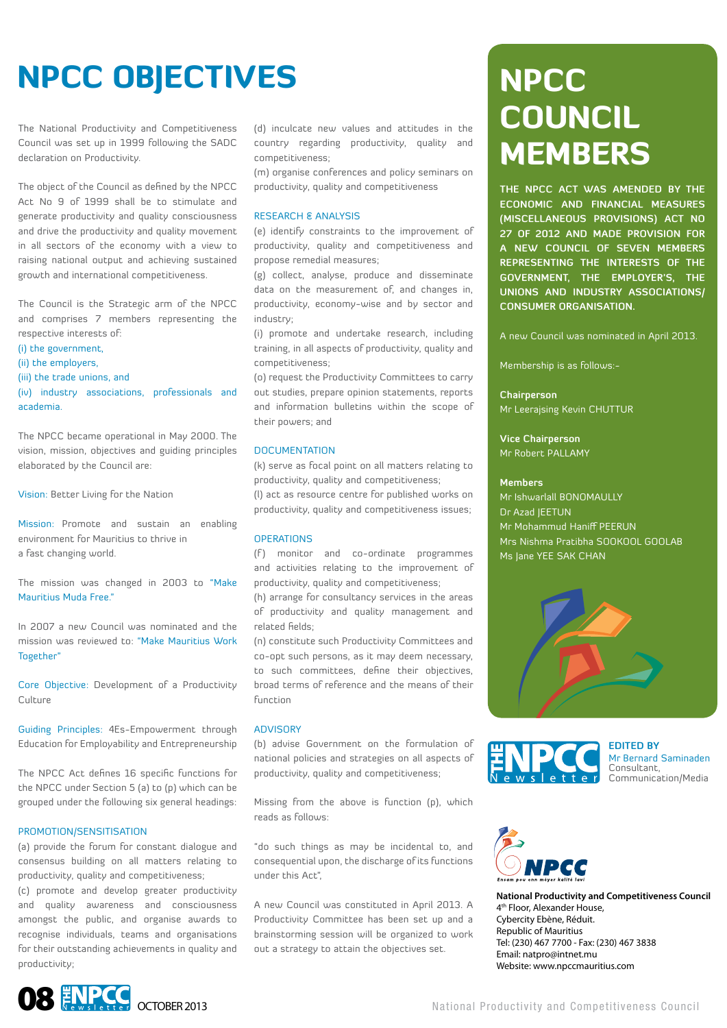# NPCC OBJECTIVES

The National Productivity and Competitiveness Council was set up in 1999 following the SADC declaration on Productivity.

The object of the Council as defined by the NPCC Act No 9 of 1999 shall be to stimulate and generate productivity and quality consciousness and drive the productivity and quality movement in all sectors of the economy with a view to raising national output and achieving sustained growth and international competitiveness.

The Council is the Strategic arm of the NPCC and comprises 7 members representing the respective interests of:

(i) the government,
(ii) the employers,
(iii) the trade unions, and
(iv) industry associations, professionals and academia.

The NPCC became operational in May 2000. The vision, mission, objectives and guiding principles elaborated by the Council are:

Vision: Better Living for the Nation

Mission: Promote and sustain an enabling environment for Mauritius to thrive in a fast changing world.

The mission was changed in 2003 to "Make Mauritius Muda Free."

In 2007 a new Council was nominated and the mission was reviewed to: "Make Mauritius Work Together"

Core Objective: Development of a Productivity Culture

Guiding Principles: 4Es-Empowerment through Education for Employability and Entrepreneurship

The NPCC Act defines 16 specific functions for the NPCC under Section 5 (a) to (p) which can be grouped under the following six general headings:

### PROMOTION/SENSITISATION

(a) provide the forum for constant dialogue and consensus building on all matters relating to productivity, quality and competitiveness;
(c) promote and develop greater productivity and quality awareness and consciousness amongst the public, and organise awards to recognise individuals, teams and organisations for their outstanding achievements in quality and productivity;
(d) inculcate new values and attitudes in the country regarding productivity, quality and competitiveness;
(m) organise conferences and policy seminars on productivity, quality and competitiveness

### RESEARCH & ANALYSIS

(e) identify constraints to the improvement of productivity, quality and competitiveness and propose remedial measures;
(g) collect, analyse, produce and disseminate data on the measurement of, and changes in, productivity, economy-wise and by sector and industry;
(i) promote and undertake research, including training, in all aspects of productivity, quality and competitiveness;
(o) request the Productivity Committees to carry out studies, prepare opinion statements, reports and information bulletins within the scope of their powers; and

### DOCUMENTATION

(k) serve as focal point on all matters relating to productivity, quality and competitiveness;
(l) act as resource centre for published works on productivity, quality and competitiveness issues;

### OPERATIONS

(f) monitor and co-ordinate programmes and activities relating to the improvement of productivity, quality and competitiveness;
(h) arrange for consultancy services in the areas of productivity and quality management and related fields;
(n) constitute such Productivity Committees and co-opt such persons, as it may deem necessary, to such committees, define their objectives, broad terms of reference and the means of their function

### ADVISORY

(b) advise Government on the formulation of national policies and strategies on all aspects of productivity, quality and competitiveness;

Missing from the above is function (p), which reads as follows:

"do such things as may be incidental to, and consequential upon, the discharge of its functions under this Act",

A new Council was constituted in April 2013. A Productivity Committee has been set up and a brainstorming session will be organized to work out a strategy to attain the objectives set.

# NPCC COUNCIL MEMBERS

**THE NPCC ACT WAS AMENDED BY THE ECONOMIC AND FINANCIAL MEASURES (MISCELLANEOUS PROVISIONS) ACT NO 27 OF 2012 AND MADE PROVISION FOR A NEW COUNCIL OF SEVEN MEMBERS REPRESENTING THE INTERESTS OF THE GOVERNMENT, THE EMPLOYER'S, THE UNIONS AND INDUSTRY ASSOCIATIONS/ CONSUMER ORGANISATION.**

A new Council was nominated in April 2013.

Membership is as follows:-

**Chairperson**
Mr Leerajsing Kevin CHUTTUR

**Vice Chairperson**
Mr Robert PALLAMY

**Members**
Mr Ishwarlall BONOMAULLY
Dr Azad JEETUN
Mr Mohammud Haniff PEERUN
Mrs Nishma Pratibha SOOKOOL GOOLAB
Ms Jane YEE SAK CHAN

**EDITED BY**
Mr Bernard Saminaden
Consultant, Communication/Media

**National Productivity and Competitiveness Council**
4th Floor, Alexander House,
Cybercity Ebène, Réduit.
Republic of Mauritius
Tel: (230) 467 7700 - Fax: (230) 467 3838
Email: natpro@intnet.mu
Website: www.npccmauritius.com